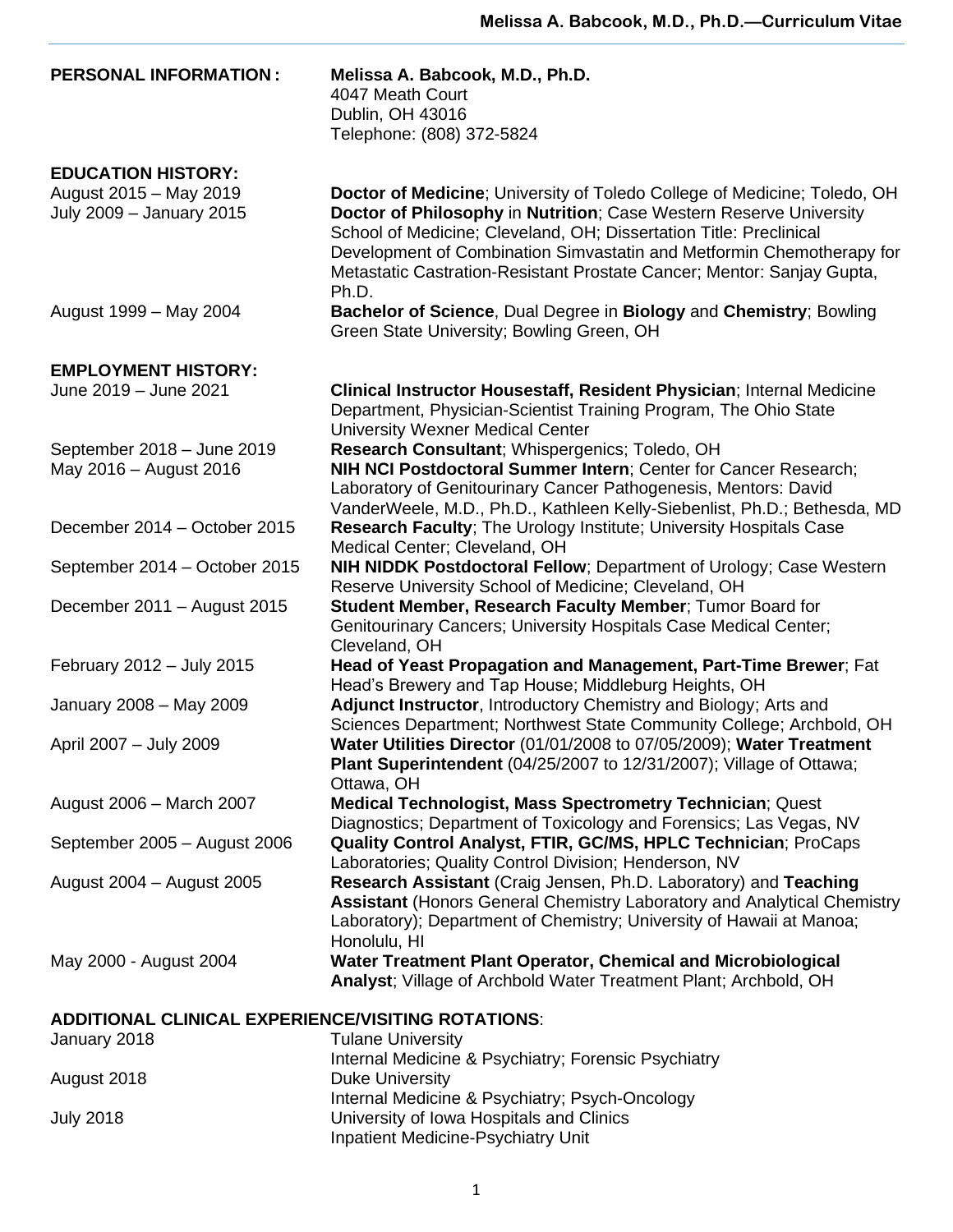**PERSONAL INFORMATION:** **Melissa A. Babcook, M.D., Ph.D.**
4047 Meath Court
Dublin, OH 43016
Telephone: (808) 372-5824

**EDUCATION HISTORY:**

| | |
|---|---|
| August 2015 – May 2019 | **Doctor of Medicine**; University of Toledo College of Medicine; Toledo, OH |
| July 2009 – January 2015 | **Doctor of Philosophy** in **Nutrition**; Case Western Reserve University School of Medicine; Cleveland, OH; Dissertation Title: Preclinical Development of Combination Simvastatin and Metformin Chemotherapy for Metastatic Castration-Resistant Prostate Cancer; Mentor: Sanjay Gupta, Ph.D. |
| August 1999 – May 2004 | **Bachelor of Science**, Dual Degree in **Biology** and **Chemistry**; Bowling Green State University; Bowling Green, OH |

**EMPLOYMENT HISTORY:**

| | |
|---|---|
| June 2019 – June 2021 | **Clinical Instructor Housestaff, Resident Physician**; Internal Medicine Department, Physician-Scientist Training Program, The Ohio State University Wexner Medical Center |
| September 2018 – June 2019 | **Research Consultant**; Whispergenics; Toledo, OH |
| May 2016 – August 2016 | **NIH NCI Postdoctoral Summer Intern**; Center for Cancer Research; Laboratory of Genitourinary Cancer Pathogenesis, Mentors: David VanderWeele, M.D., Ph.D., Kathleen Kelly-Siebenlist, Ph.D.; Bethesda, MD |
| December 2014 – October 2015 | **Research Faculty**; The Urology Institute; University Hospitals Case Medical Center; Cleveland, OH |
| September 2014 – October 2015 | **NIH NIDDK Postdoctoral Fellow**; Department of Urology; Case Western Reserve University School of Medicine; Cleveland, OH |
| December 2011 – August 2015 | **Student Member, Research Faculty Member**; Tumor Board for Genitourinary Cancers; University Hospitals Case Medical Center; Cleveland, OH |
| February 2012 – July 2015 | **Head of Yeast Propagation and Management, Part-Time Brewer**; Fat Head's Brewery and Tap House; Middleburg Heights, OH |
| January 2008 – May 2009 | **Adjunct Instructor**, Introductory Chemistry and Biology; Arts and Sciences Department; Northwest State Community College; Archbold, OH |
| April 2007 – July 2009 | **Water Utilities Director** (01/01/2008 to 07/05/2009); **Water Treatment Plant Superintendent** (04/25/2007 to 12/31/2007); Village of Ottawa; Ottawa, OH |
| August 2006 – March 2007 | **Medical Technologist, Mass Spectrometry Technician**; Quest Diagnostics; Department of Toxicology and Forensics; Las Vegas, NV |
| September 2005 – August 2006 | **Quality Control Analyst, FTIR, GC/MS, HPLC Technician**; ProCaps Laboratories; Quality Control Division; Henderson, NV |
| August 2004 – August 2005 | **Research Assistant** (Craig Jensen, Ph.D. Laboratory) and **Teaching Assistant** (Honors General Chemistry Laboratory and Analytical Chemistry Laboratory); Department of Chemistry; University of Hawaii at Manoa; Honolulu, HI |
| May 2000 - August 2004 | **Water Treatment Plant Operator, Chemical and Microbiological Analyst**; Village of Archbold Water Treatment Plant; Archbold, OH |

**ADDITIONAL CLINICAL EXPERIENCE/VISITING ROTATIONS**:

| | |
|---|---|
| January 2018 | Tulane University<br>Internal Medicine & Psychiatry; Forensic Psychiatry |
| August 2018 | Duke University<br>Internal Medicine & Psychiatry; Psych-Oncology |
| July 2018 | University of Iowa Hospitals and Clinics<br>Inpatient Medicine-Psychiatry Unit |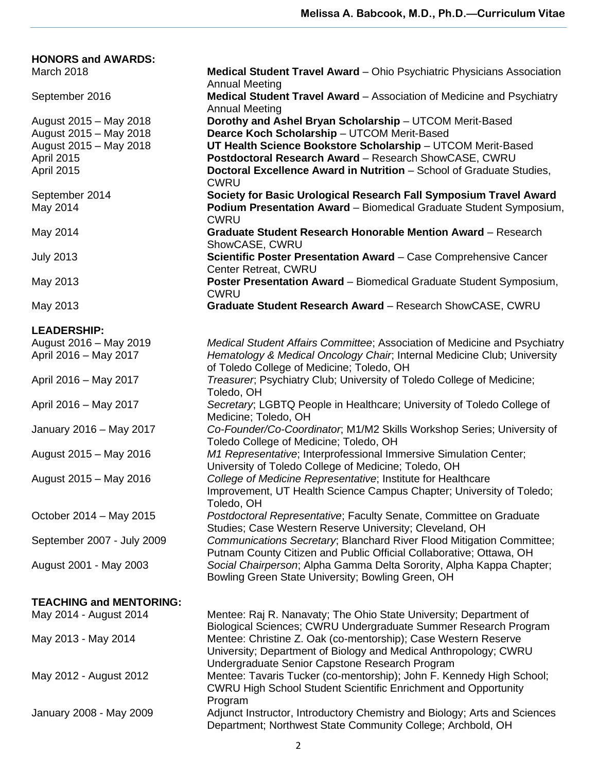## HONORS and AWARDS:

| | |
|---|---|
| March 2018 | **Medical Student Travel Award** – Ohio Psychiatric Physicians Association Annual Meeting |
| September 2016 | **Medical Student Travel Award** – Association of Medicine and Psychiatry Annual Meeting |
| August 2015 – May 2018 | **Dorothy and Ashel Bryan Scholarship** – UTCOM Merit-Based |
| August 2015 – May 2018 | **Dearce Koch Scholarship** – UTCOM Merit-Based |
| August 2015 – May 2018 | **UT Health Science Bookstore Scholarship** – UTCOM Merit-Based |
| April 2015 | **Postdoctoral Research Award** – Research ShowCASE, CWRU |
| April 2015 | **Doctoral Excellence Award in Nutrition** – School of Graduate Studies, CWRU |
| September 2014 | **Society for Basic Urological Research Fall Symposium Travel Award** |
| May 2014 | **Podium Presentation Award** – Biomedical Graduate Student Symposium, CWRU |
| May 2014 | **Graduate Student Research Honorable Mention Award** – Research ShowCASE, CWRU |
| July 2013 | **Scientific Poster Presentation Award** – Case Comprehensive Cancer Center Retreat, CWRU |
| May 2013 | **Poster Presentation Award** – Biomedical Graduate Student Symposium, CWRU |
| May 2013 | **Graduate Student Research Award** – Research ShowCASE, CWRU |

## LEADERSHIP:

| | |
|---|---|
| August 2016 – May 2019 | *Medical Student Affairs Committee*; Association of Medicine and Psychiatry |
| April 2016 – May 2017 | *Hematology & Medical Oncology Chair*; Internal Medicine Club; University of Toledo College of Medicine; Toledo, OH |
| April 2016 – May 2017 | *Treasurer*; Psychiatry Club; University of Toledo College of Medicine; Toledo, OH |
| April 2016 – May 2017 | *Secretary*; LGBTQ People in Healthcare; University of Toledo College of Medicine; Toledo, OH |
| January 2016 – May 2017 | *Co-Founder/Co-Coordinator*; M1/M2 Skills Workshop Series; University of Toledo College of Medicine; Toledo, OH |
| August 2015 – May 2016 | *M1 Representative*; Interprofessional Immersive Simulation Center; University of Toledo College of Medicine; Toledo, OH |
| August 2015 – May 2016 | *College of Medicine Representative*; Institute for Healthcare Improvement, UT Health Science Campus Chapter; University of Toledo; Toledo, OH |
| October 2014 – May 2015 | *Postdoctoral Representative*; Faculty Senate, Committee on Graduate Studies; Case Western Reserve University; Cleveland, OH |
| September 2007 - July 2009 | *Communications Secretary*; Blanchard River Flood Mitigation Committee; Putnam County Citizen and Public Official Collaborative; Ottawa, OH |
| August 2001 - May 2003 | *Social Chairperson*; Alpha Gamma Delta Sorority, Alpha Kappa Chapter; Bowling Green State University; Bowling Green, OH |

## TEACHING and MENTORING:

| | |
|---|---|
| May 2014 - August 2014 | Mentee: Raj R. Nanavaty; The Ohio State University; Department of Biological Sciences; CWRU Undergraduate Summer Research Program |
| May 2013 - May 2014 | Mentee: Christine Z. Oak (co-mentorship); Case Western Reserve University; Department of Biology and Medical Anthropology; CWRU Undergraduate Senior Capstone Research Program |
| May 2012 - August 2012 | Mentee: Tavaris Tucker (co-mentorship); John F. Kennedy High School; CWRU High School Student Scientific Enrichment and Opportunity Program |
| January 2008 - May 2009 | Adjunct Instructor, Introductory Chemistry and Biology; Arts and Sciences Department; Northwest State Community College; Archbold, OH |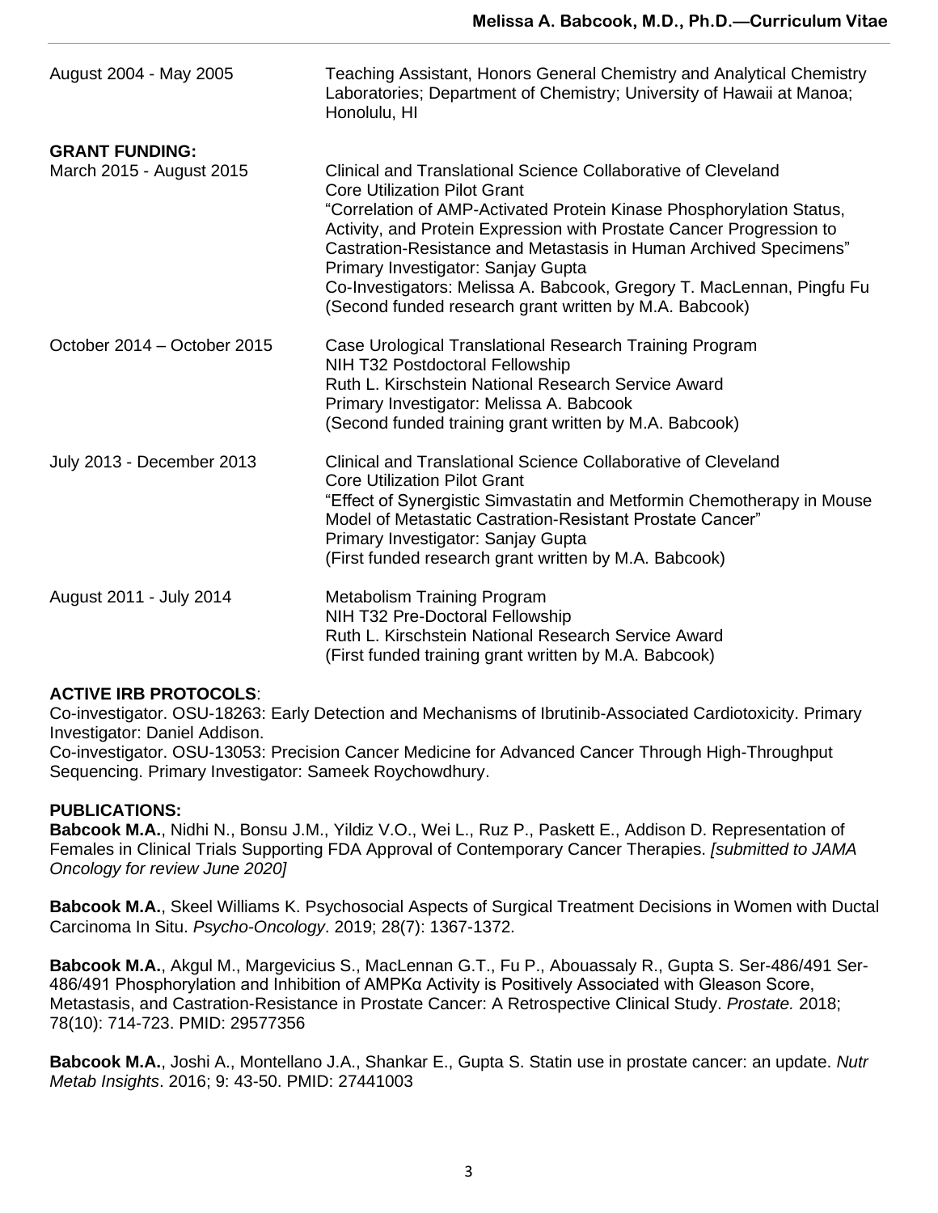| | |
|---|---|
| August 2004 - May 2005 | Teaching Assistant, Honors General Chemistry and Analytical Chemistry Laboratories; Department of Chemistry; University of Hawaii at Manoa; Honolulu, HI |

**GRANT FUNDING:**

| | |
|---|---|
| March 2015 - August 2015 | Clinical and Translational Science Collaborative of Cleveland<br>Core Utilization Pilot Grant<br>"Correlation of AMP-Activated Protein Kinase Phosphorylation Status, Activity, and Protein Expression with Prostate Cancer Progression to Castration-Resistance and Metastasis in Human Archived Specimens"<br>Primary Investigator: Sanjay Gupta<br>Co-Investigators: Melissa A. Babcook, Gregory T. MacLennan, Pingfu Fu<br>(Second funded research grant written by M.A. Babcook) |
| October 2014 – October 2015 | Case Urological Translational Research Training Program<br>NIH T32 Postdoctoral Fellowship<br>Ruth L. Kirschstein National Research Service Award<br>Primary Investigator: Melissa A. Babcook<br>(Second funded training grant written by M.A. Babcook) |
| July 2013 - December 2013 | Clinical and Translational Science Collaborative of Cleveland<br>Core Utilization Pilot Grant<br>"Effect of Synergistic Simvastatin and Metformin Chemotherapy in Mouse Model of Metastatic Castration-Resistant Prostate Cancer"<br>Primary Investigator: Sanjay Gupta<br>(First funded research grant written by M.A. Babcook) |
| August 2011 - July 2014 | Metabolism Training Program<br>NIH T32 Pre-Doctoral Fellowship<br>Ruth L. Kirschstein National Research Service Award<br>(First funded training grant written by M.A. Babcook) |

**ACTIVE IRB PROTOCOLS**:

Co-investigator. OSU-18263: Early Detection and Mechanisms of Ibrutinib-Associated Cardiotoxicity. Primary Investigator: Daniel Addison.
Co-investigator. OSU-13053: Precision Cancer Medicine for Advanced Cancer Through High-Throughput Sequencing. Primary Investigator: Sameek Roychowdhury.

**PUBLICATIONS:**

**Babcook M.A.**, Nidhi N., Bonsu J.M., Yildiz V.O., Wei L., Ruz P., Paskett E., Addison D. Representation of Females in Clinical Trials Supporting FDA Approval of Contemporary Cancer Therapies. *[submitted to JAMA Oncology for review June 2020]*

**Babcook M.A.**, Skeel Williams K. Psychosocial Aspects of Surgical Treatment Decisions in Women with Ductal Carcinoma In Situ. *Psycho-Oncology*. 2019; 28(7): 1367-1372.

**Babcook M.A.**, Akgul M., Margevicius S., MacLennan G.T., Fu P., Abouassaly R., Gupta S. Ser-486/491 Ser-486/491 Phosphorylation and Inhibition of AMPKα Activity is Positively Associated with Gleason Score, Metastasis, and Castration-Resistance in Prostate Cancer: A Retrospective Clinical Study. *Prostate.* 2018; 78(10): 714-723. PMID: 29577356

**Babcook M.A.**, Joshi A., Montellano J.A., Shankar E., Gupta S. Statin use in prostate cancer: an update. *Nutr Metab Insights*. 2016; 9: 43-50. PMID: 27441003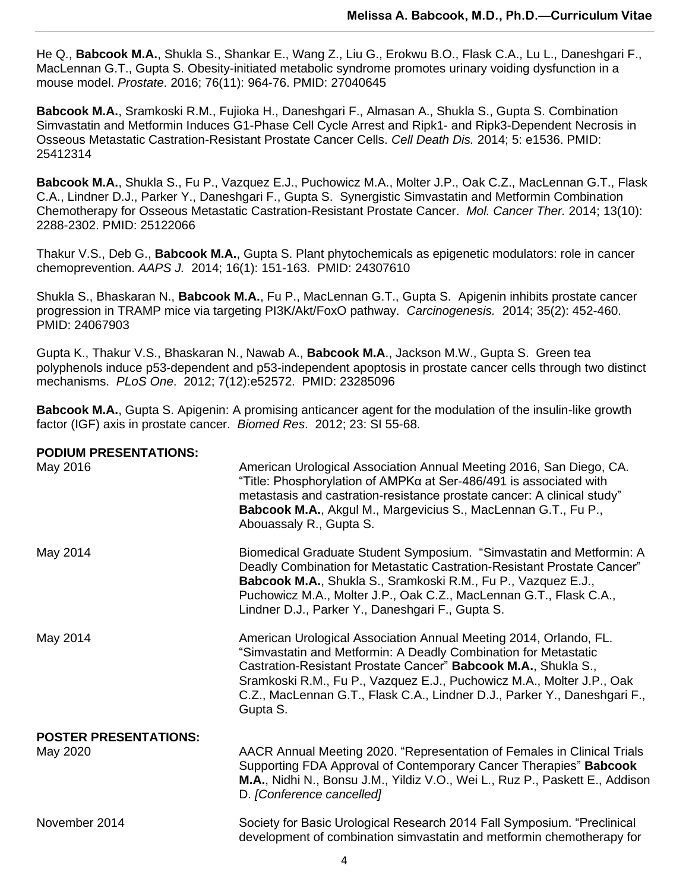He Q., **Babcook M.A.**, Shukla S., Shankar E., Wang Z., Liu G., Erokwu B.O., Flask C.A., Lu L., Daneshgari F., MacLennan G.T., Gupta S. Obesity-initiated metabolic syndrome promotes urinary voiding dysfunction in a mouse model. *Prostate*. 2016; 76(11): 964-76. PMID: 27040645

**Babcook M.A.**, Sramkoski R.M., Fujioka H., Daneshgari F., Almasan A., Shukla S., Gupta S. Combination Simvastatin and Metformin Induces G1-Phase Cell Cycle Arrest and Ripk1- and Ripk3-Dependent Necrosis in Osseous Metastatic Castration-Resistant Prostate Cancer Cells. *Cell Death Dis.* 2014; 5: e1536. PMID: 25412314

**Babcook M.A.**, Shukla S., Fu P., Vazquez E.J., Puchowicz M.A., Molter J.P., Oak C.Z., MacLennan G.T., Flask C.A., Lindner D.J., Parker Y., Daneshgari F., Gupta S. Synergistic Simvastatin and Metformin Combination Chemotherapy for Osseous Metastatic Castration-Resistant Prostate Cancer. *Mol. Cancer Ther.* 2014; 13(10): 2288-2302. PMID: 25122066

Thakur V.S., Deb G., **Babcook M.A.**, Gupta S. Plant phytochemicals as epigenetic modulators: role in cancer chemoprevention. *AAPS J.* 2014; 16(1): 151-163. PMID: 24307610

Shukla S., Bhaskaran N., **Babcook M.A.**, Fu P., MacLennan G.T., Gupta S. Apigenin inhibits prostate cancer progression in TRAMP mice via targeting PI3K/Akt/FoxO pathway. *Carcinogenesis.* 2014; 35(2): 452-460. PMID: 24067903

Gupta K., Thakur V.S., Bhaskaran N., Nawab A., **Babcook M.A**., Jackson M.W., Gupta S. Green tea polyphenols induce p53-dependent and p53-independent apoptosis in prostate cancer cells through two distinct mechanisms. *PLoS One*. 2012; 7(12):e52572. PMID: 23285096

**Babcook M.A.**, Gupta S. Apigenin: A promising anticancer agent for the modulation of the insulin-like growth factor (IGF) axis in prostate cancer. *Biomed Res*. 2012; 23: SI 55-68.

**PODIUM PRESENTATIONS:**

May 2016 — American Urological Association Annual Meeting 2016, San Diego, CA. "Title: Phosphorylation of AMPKα at Ser-486/491 is associated with metastasis and castration-resistance prostate cancer: A clinical study" **Babcook M.A.**, Akgul M., Margevicius S., MacLennan G.T., Fu P., Abouassaly R., Gupta S.

May 2014 — Biomedical Graduate Student Symposium. "Simvastatin and Metformin: A Deadly Combination for Metastatic Castration-Resistant Prostate Cancer" **Babcook M.A.**, Shukla S., Sramkoski R.M., Fu P., Vazquez E.J., Puchowicz M.A., Molter J.P., Oak C.Z., MacLennan G.T., Flask C.A., Lindner D.J., Parker Y., Daneshgari F., Gupta S.

May 2014 — American Urological Association Annual Meeting 2014, Orlando, FL. "Simvastatin and Metformin: A Deadly Combination for Metastatic Castration-Resistant Prostate Cancer" **Babcook M.A.**, Shukla S., Sramkoski R.M., Fu P., Vazquez E.J., Puchowicz M.A., Molter J.P., Oak C.Z., MacLennan G.T., Flask C.A., Lindner D.J., Parker Y., Daneshgari F., Gupta S.

**POSTER PRESENTATIONS:**

May 2020 — AACR Annual Meeting 2020. "Representation of Females in Clinical Trials Supporting FDA Approval of Contemporary Cancer Therapies" **Babcook M.A.**, Nidhi N., Bonsu J.M., Yildiz V.O., Wei L., Ruz P., Paskett E., Addison D. *[Conference cancelled]*

November 2014 — Society for Basic Urological Research 2014 Fall Symposium. "Preclinical development of combination simvastatin and metformin chemotherapy for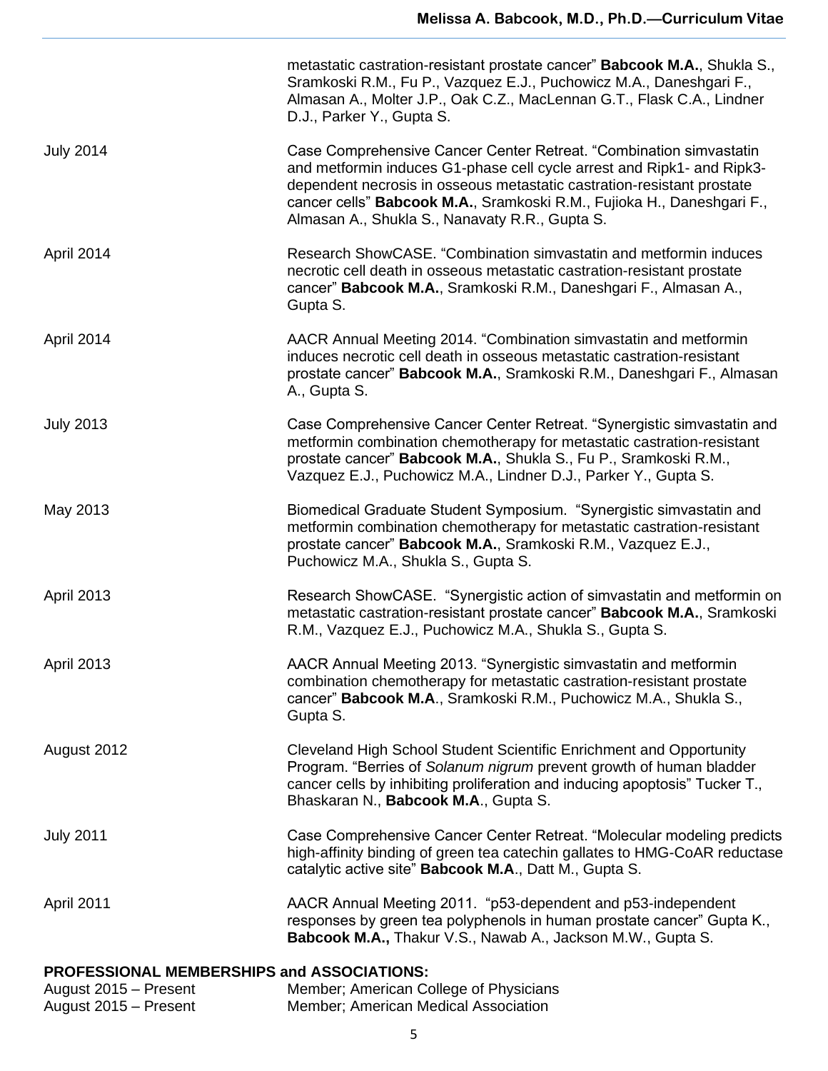| | |
|---|---|
| | metastatic castration-resistant prostate cancer" **Babcook M.A.**, Shukla S., Sramkoski R.M., Fu P., Vazquez E.J., Puchowicz M.A., Daneshgari F., Almasan A., Molter J.P., Oak C.Z., MacLennan G.T., Flask C.A., Lindner D.J., Parker Y., Gupta S. |
| July 2014 | Case Comprehensive Cancer Center Retreat. "Combination simvastatin and metformin induces G1-phase cell cycle arrest and Ripk1- and Ripk3-dependent necrosis in osseous metastatic castration-resistant prostate cancer cells" **Babcook M.A.**, Sramkoski R.M., Fujioka H., Daneshgari F., Almasan A., Shukla S., Nanavaty R.R., Gupta S. |
| April 2014 | Research ShowCASE. "Combination simvastatin and metformin induces necrotic cell death in osseous metastatic castration-resistant prostate cancer" **Babcook M.A.**, Sramkoski R.M., Daneshgari F., Almasan A., Gupta S. |
| April 2014 | AACR Annual Meeting 2014. "Combination simvastatin and metformin induces necrotic cell death in osseous metastatic castration-resistant prostate cancer" **Babcook M.A.**, Sramkoski R.M., Daneshgari F., Almasan A., Gupta S. |
| July 2013 | Case Comprehensive Cancer Center Retreat. "Synergistic simvastatin and metformin combination chemotherapy for metastatic castration-resistant prostate cancer" **Babcook M.A.**, Shukla S., Fu P., Sramkoski R.M., Vazquez E.J., Puchowicz M.A., Lindner D.J., Parker Y., Gupta S. |
| May 2013 | Biomedical Graduate Student Symposium. "Synergistic simvastatin and metformin combination chemotherapy for metastatic castration-resistant prostate cancer" **Babcook M.A.**, Sramkoski R.M., Vazquez E.J., Puchowicz M.A., Shukla S., Gupta S. |
| April 2013 | Research ShowCASE. "Synergistic action of simvastatin and metformin on metastatic castration-resistant prostate cancer" **Babcook M.A.**, Sramkoski R.M., Vazquez E.J., Puchowicz M.A., Shukla S., Gupta S. |
| April 2013 | AACR Annual Meeting 2013. "Synergistic simvastatin and metformin combination chemotherapy for metastatic castration-resistant prostate cancer" **Babcook M.A**., Sramkoski R.M., Puchowicz M.A., Shukla S., Gupta S. |
| August 2012 | Cleveland High School Student Scientific Enrichment and Opportunity Program. "Berries of *Solanum nigrum* prevent growth of human bladder cancer cells by inhibiting proliferation and inducing apoptosis" Tucker T., Bhaskaran N., **Babcook M.A**., Gupta S. |
| July 2011 | Case Comprehensive Cancer Center Retreat. "Molecular modeling predicts high-affinity binding of green tea catechin gallates to HMG-CoAR reductase catalytic active site" **Babcook M.A**., Datt M., Gupta S. |
| April 2011 | AACR Annual Meeting 2011. "p53-dependent and p53-independent responses by green tea polyphenols in human prostate cancer" Gupta K., **Babcook M.A.,** Thakur V.S., Nawab A., Jackson M.W., Gupta S. |

**PROFESSIONAL MEMBERSHIPS and ASSOCIATIONS:**

| | |
|---|---|
| August 2015 – Present | Member; American College of Physicians |
| August 2015 – Present | Member; American Medical Association |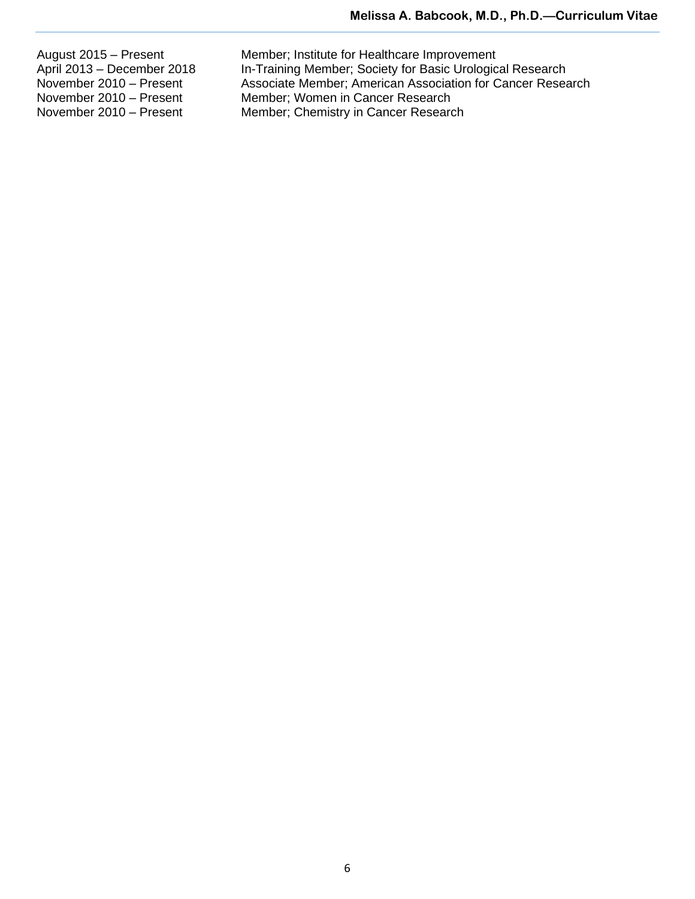| | |
|---|---|
| August 2015 – Present | Member; Institute for Healthcare Improvement |
| April 2013 – December 2018 | In-Training Member; Society for Basic Urological Research |
| November 2010 – Present | Associate Member; American Association for Cancer Research |
| November 2010 – Present | Member; Women in Cancer Research |
| November 2010 – Present | Member; Chemistry in Cancer Research |